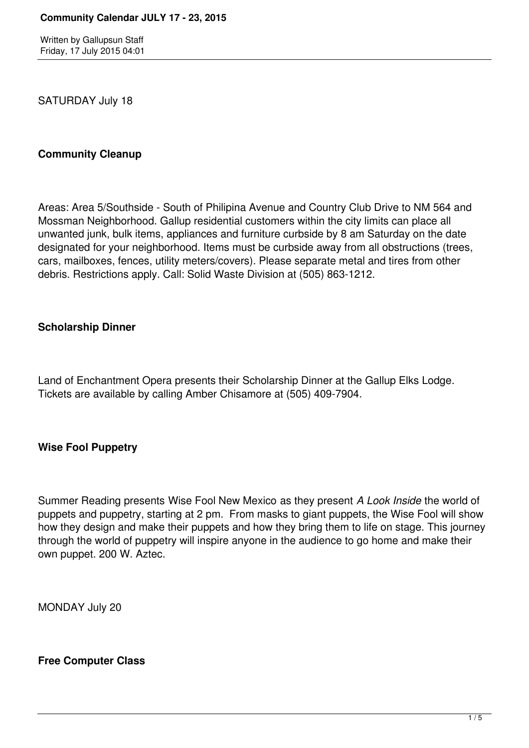SATURDAY July 18

**Community Cleanup**

Areas: Area 5/Southside - South of Philipina Avenue and Country Club Drive to NM 564 and Mossman Neighborhood. Gallup residential customers within the city limits can place all unwanted junk, bulk items, appliances and furniture curbside by 8 am Saturday on the date designated for your neighborhood. Items must be curbside away from all obstructions (trees, cars, mailboxes, fences, utility meters/covers). Please separate metal and tires from other debris. Restrictions apply. Call: Solid Waste Division at (505) 863-1212.

**Scholarship Dinner**

Land of Enchantment Opera presents their Scholarship Dinner at the Gallup Elks Lodge. Tickets are available by calling Amber Chisamore at (505) 409-7904.

**Wise Fool Puppetry**

Summer Reading presents Wise Fool New Mexico as they present *A Look Inside* the world of puppets and puppetry, starting at 2 pm. From masks to giant puppets, the Wise Fool will show how they design and make their puppets and how they bring them to life on stage. This journey through the world of puppetry will inspire anyone in the audience to go home and make their own puppet. 200 W. Aztec.

MONDAY July 20

**Free Computer Class**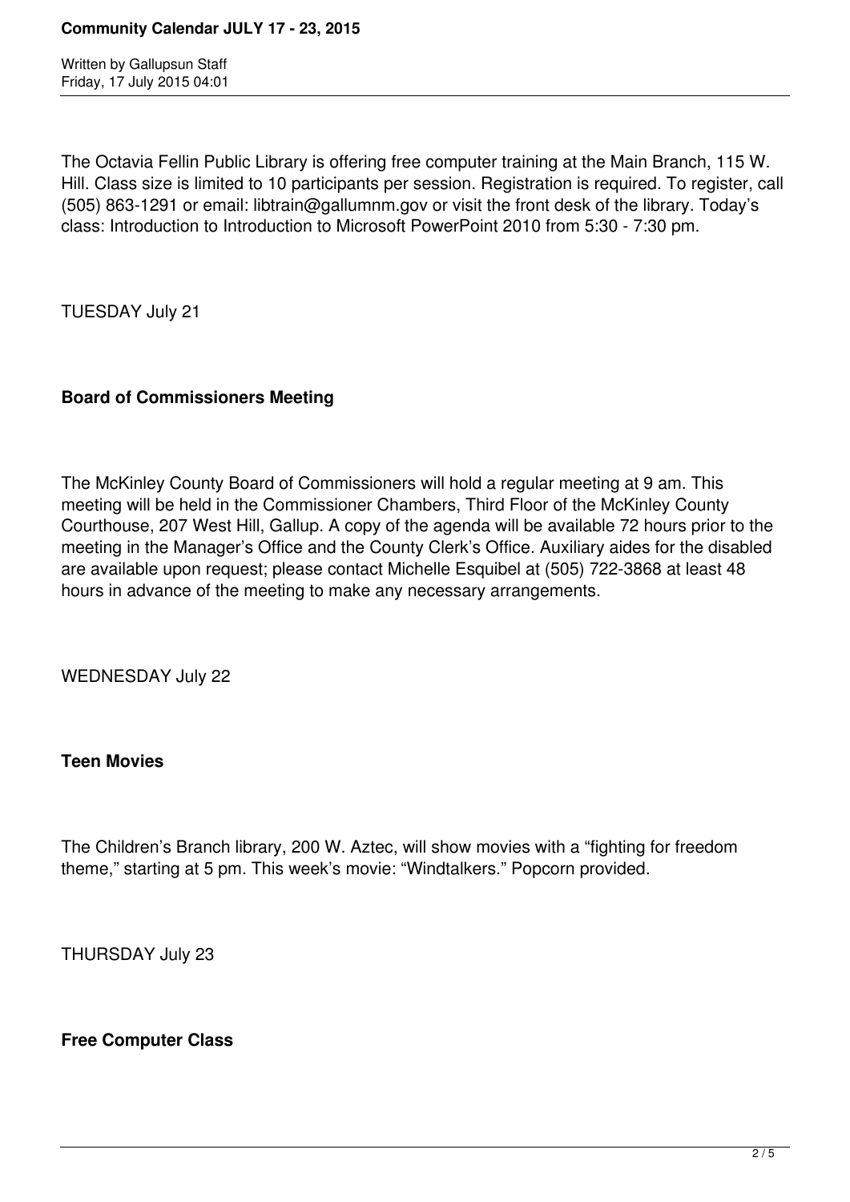The Octavia Fellin Public Library is offering free computer training at the Main Branch, 115 W. Hill. Class size is limited to 10 participants per session. Registration is required. To register, call (505) 863-1291 or email: libtrain@gallumnm.gov or visit the front desk of the library. Today's class: Introduction to Introduction to Microsoft PowerPoint 2010 from 5:30 - 7:30 pm.

TUESDAY July 21

**Board of Commissioners Meeting**

The McKinley County Board of Commissioners will hold a regular meeting at 9 am. This meeting will be held in the Commissioner Chambers, Third Floor of the McKinley County Courthouse, 207 West Hill, Gallup. A copy of the agenda will be available 72 hours prior to the meeting in the Manager's Office and the County Clerk's Office. Auxiliary aides for the disabled are available upon request; please contact Michelle Esquibel at (505) 722-3868 at least 48 hours in advance of the meeting to make any necessary arrangements.

WEDNESDAY July 22

**Teen Movies**

The Children's Branch library, 200 W. Aztec, will show movies with a "fighting for freedom theme," starting at 5 pm. This week's movie: "Windtalkers." Popcorn provided.

THURSDAY July 23

**Free Computer Class**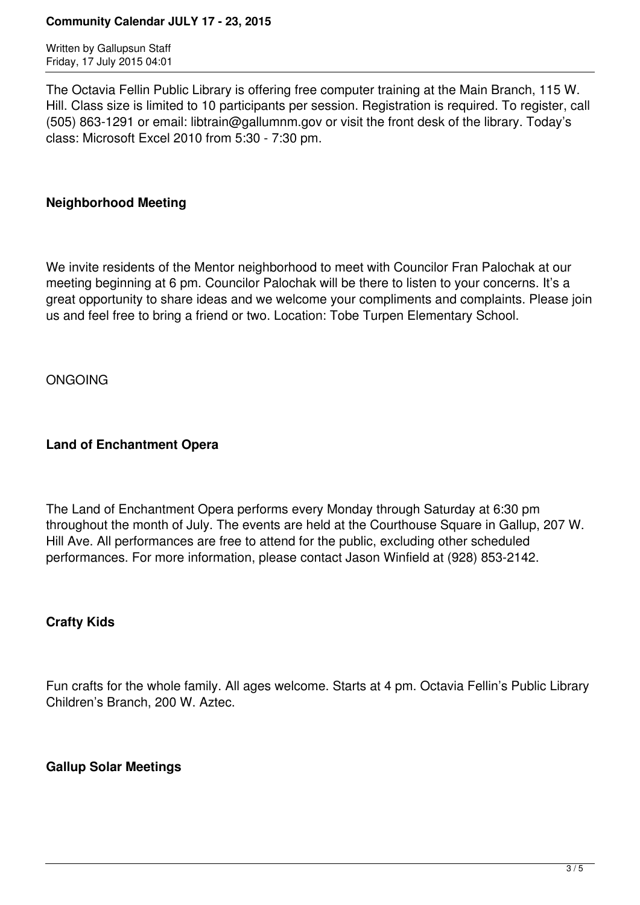The Octavia Fellin Public Library is offering free computer training at the Main Branch, 115 W. Hill. Class size is limited to 10 participants per session. Registration is required. To register, call (505) 863-1291 or email: libtrain@gallumnm.gov or visit the front desk of the library. Today's class: Microsoft Excel 2010 from 5:30 - 7:30 pm.

**Neighborhood Meeting**

We invite residents of the Mentor neighborhood to meet with Councilor Fran Palochak at our meeting beginning at 6 pm. Councilor Palochak will be there to listen to your concerns. It's a great opportunity to share ideas and we welcome your compliments and complaints. Please join us and feel free to bring a friend or two. Location: Tobe Turpen Elementary School.

ONGOING

**Land of Enchantment Opera**

The Land of Enchantment Opera performs every Monday through Saturday at 6:30 pm throughout the month of July. The events are held at the Courthouse Square in Gallup, 207 W. Hill Ave. All performances are free to attend for the public, excluding other scheduled performances. For more information, please contact Jason Winfield at (928) 853-2142.

**Crafty Kids**

Fun crafts for the whole family. All ages welcome. Starts at 4 pm. Octavia Fellin's Public Library Children's Branch, 200 W. Aztec.

**Gallup Solar Meetings**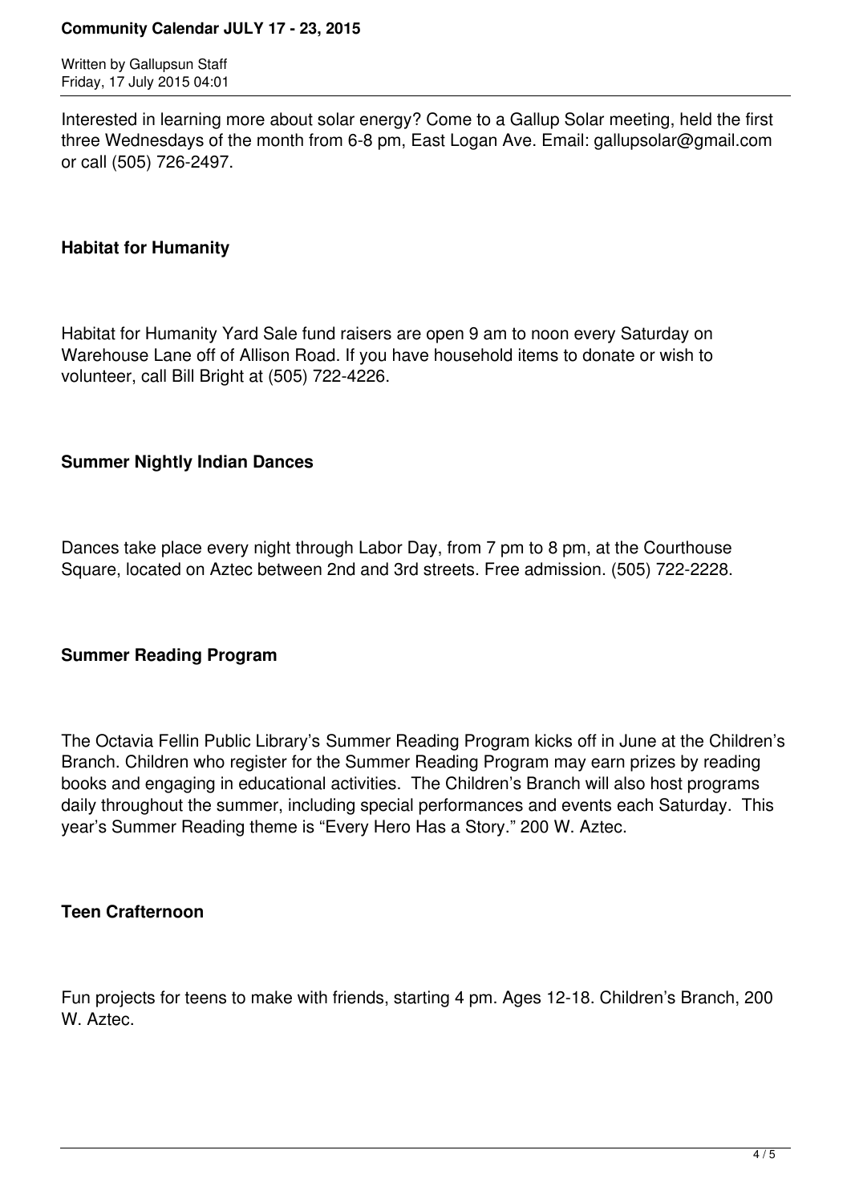Interested in learning more about solar energy? Come to a Gallup Solar meeting, held the first three Wednesdays of the month from 6-8 pm, East Logan Ave. Email: gallupsolar@gmail.com or call (505) 726-2497.

**Habitat for Humanity**

Habitat for Humanity Yard Sale fund raisers are open 9 am to noon every Saturday on Warehouse Lane off of Allison Road. If you have household items to donate or wish to volunteer, call Bill Bright at (505) 722-4226.

**Summer Nightly Indian Dances**

Dances take place every night through Labor Day, from 7 pm to 8 pm, at the Courthouse Square, located on Aztec between 2nd and 3rd streets. Free admission. (505) 722-2228.

**Summer Reading Program**

The Octavia Fellin Public Library's Summer Reading Program kicks off in June at the Children's Branch. Children who register for the Summer Reading Program may earn prizes by reading books and engaging in educational activities. The Children's Branch will also host programs daily throughout the summer, including special performances and events each Saturday. This year's Summer Reading theme is "Every Hero Has a Story." 200 W. Aztec.

**Teen Crafternoon**

Fun projects for teens to make with friends, starting 4 pm. Ages 12-18. Children's Branch, 200 W. Aztec.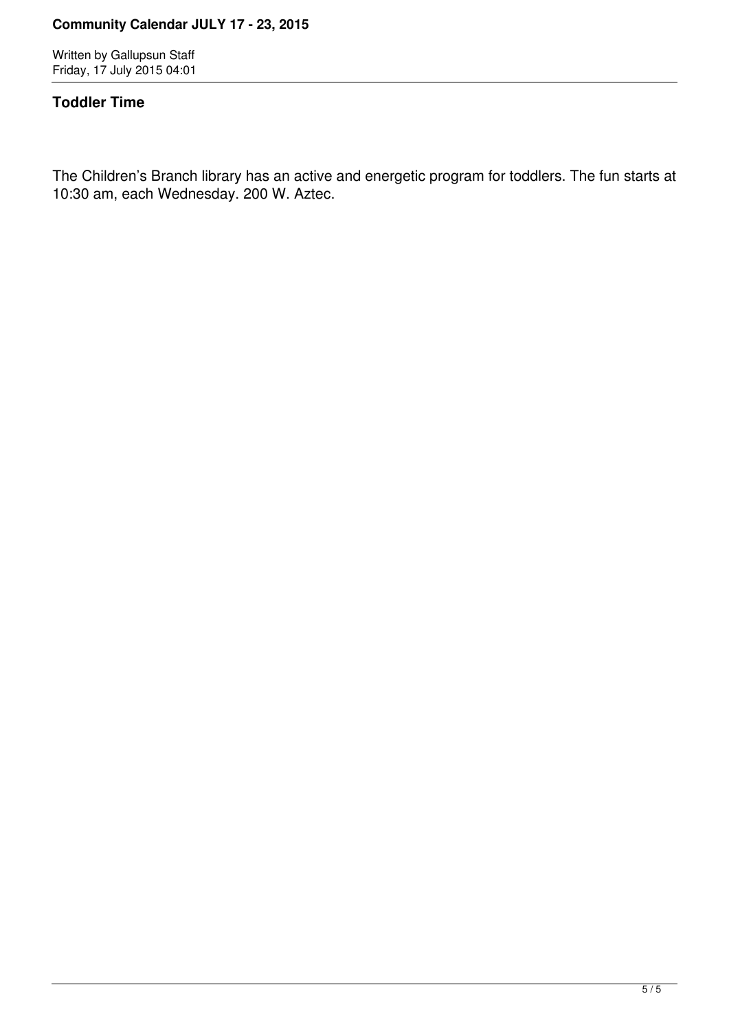## Toddler Time

The Children's Branch library has an active and energetic program for toddlers. The fun starts at 10:30 am, each Wednesday. 200 W. Aztec.